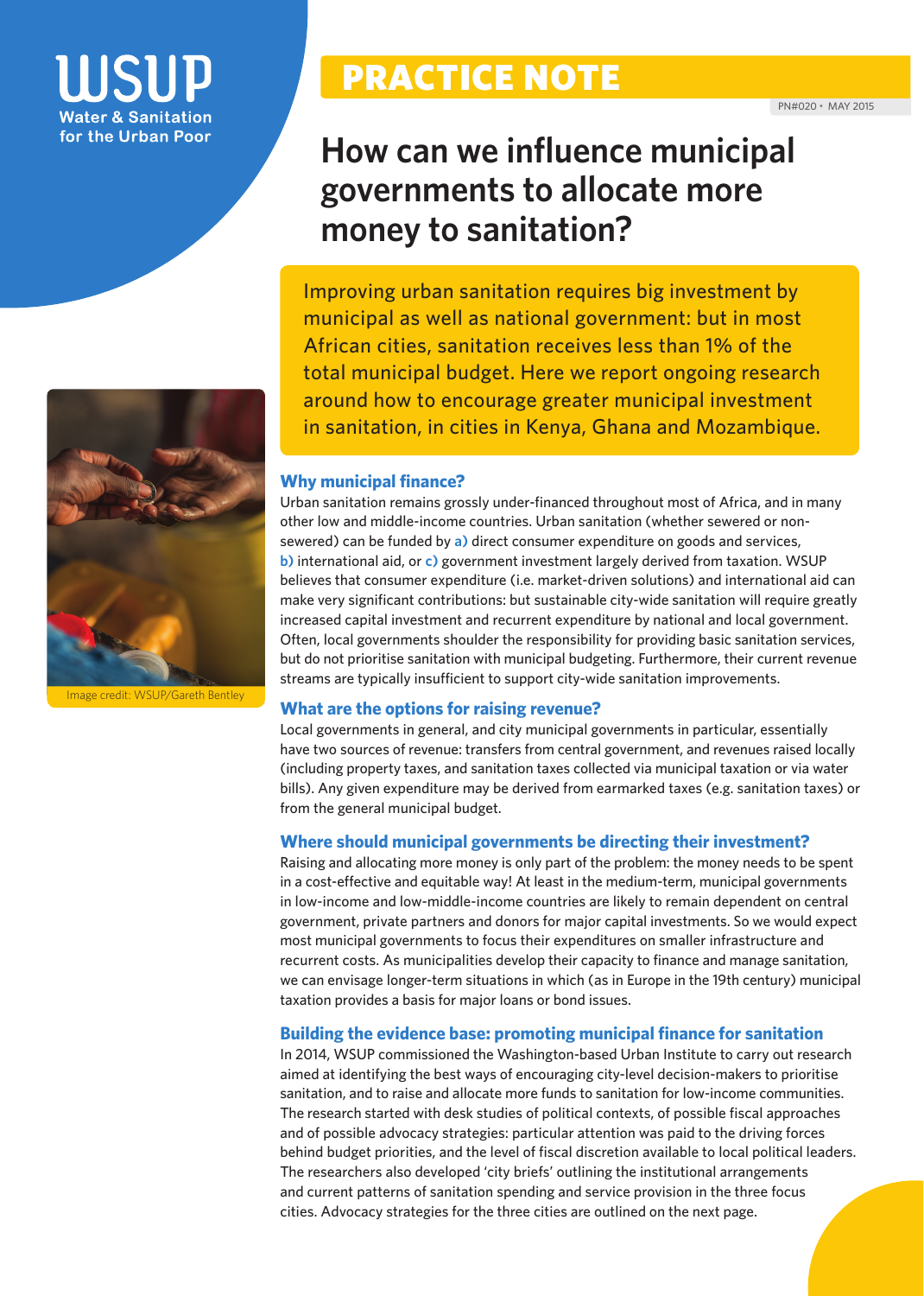WSUP
Water & Sanitation for the Urban Poor

# PRACTICE NOTE

PN#020 • MAY 2015

# How can we influence municipal governments to allocate more money to sanitation?

Improving urban sanitation requires big investment by municipal as well as national government: but in most African cities, sanitation receives less than 1% of the total municipal budget. Here we report ongoing research around how to encourage greater municipal investment in sanitation, in cities in Kenya, Ghana and Mozambique.

Image credit: WSUP/Gareth Bentley

## Why municipal finance?

Urban sanitation remains grossly under-financed throughout most of Africa, and in many other low and middle-income countries. Urban sanitation (whether sewered or non-sewered) can be funded by **a)** direct consumer expenditure on goods and services, **b)** international aid, or **c)** government investment largely derived from taxation. WSUP believes that consumer expenditure (i.e. market-driven solutions) and international aid can make very significant contributions: but sustainable city-wide sanitation will require greatly increased capital investment and recurrent expenditure by national and local government. Often, local governments shoulder the responsibility for providing basic sanitation services, but do not prioritise sanitation with municipal budgeting. Furthermore, their current revenue streams are typically insufficient to support city-wide sanitation improvements.

## What are the options for raising revenue?

Local governments in general, and city municipal governments in particular, essentially have two sources of revenue: transfers from central government, and revenues raised locally (including property taxes, and sanitation taxes collected via municipal taxation or via water bills). Any given expenditure may be derived from earmarked taxes (e.g. sanitation taxes) or from the general municipal budget.

## Where should municipal governments be directing their investment?

Raising and allocating more money is only part of the problem: the money needs to be spent in a cost-effective and equitable way! At least in the medium-term, municipal governments in low-income and low-middle-income countries are likely to remain dependent on central government, private partners and donors for major capital investments. So we would expect most municipal governments to focus their expenditures on smaller infrastructure and recurrent costs. As municipalities develop their capacity to finance and manage sanitation, we can envisage longer-term situations in which (as in Europe in the 19th century) municipal taxation provides a basis for major loans or bond issues.

## Building the evidence base: promoting municipal finance for sanitation

In 2014, WSUP commissioned the Washington-based Urban Institute to carry out research aimed at identifying the best ways of encouraging city-level decision-makers to prioritise sanitation, and to raise and allocate more funds to sanitation for low-income communities. The research started with desk studies of political contexts, of possible fiscal approaches and of possible advocacy strategies: particular attention was paid to the driving forces behind budget priorities, and the level of fiscal discretion available to local political leaders. The researchers also developed 'city briefs' outlining the institutional arrangements and current patterns of sanitation spending and service provision in the three focus cities. Advocacy strategies for the three cities are outlined on the next page.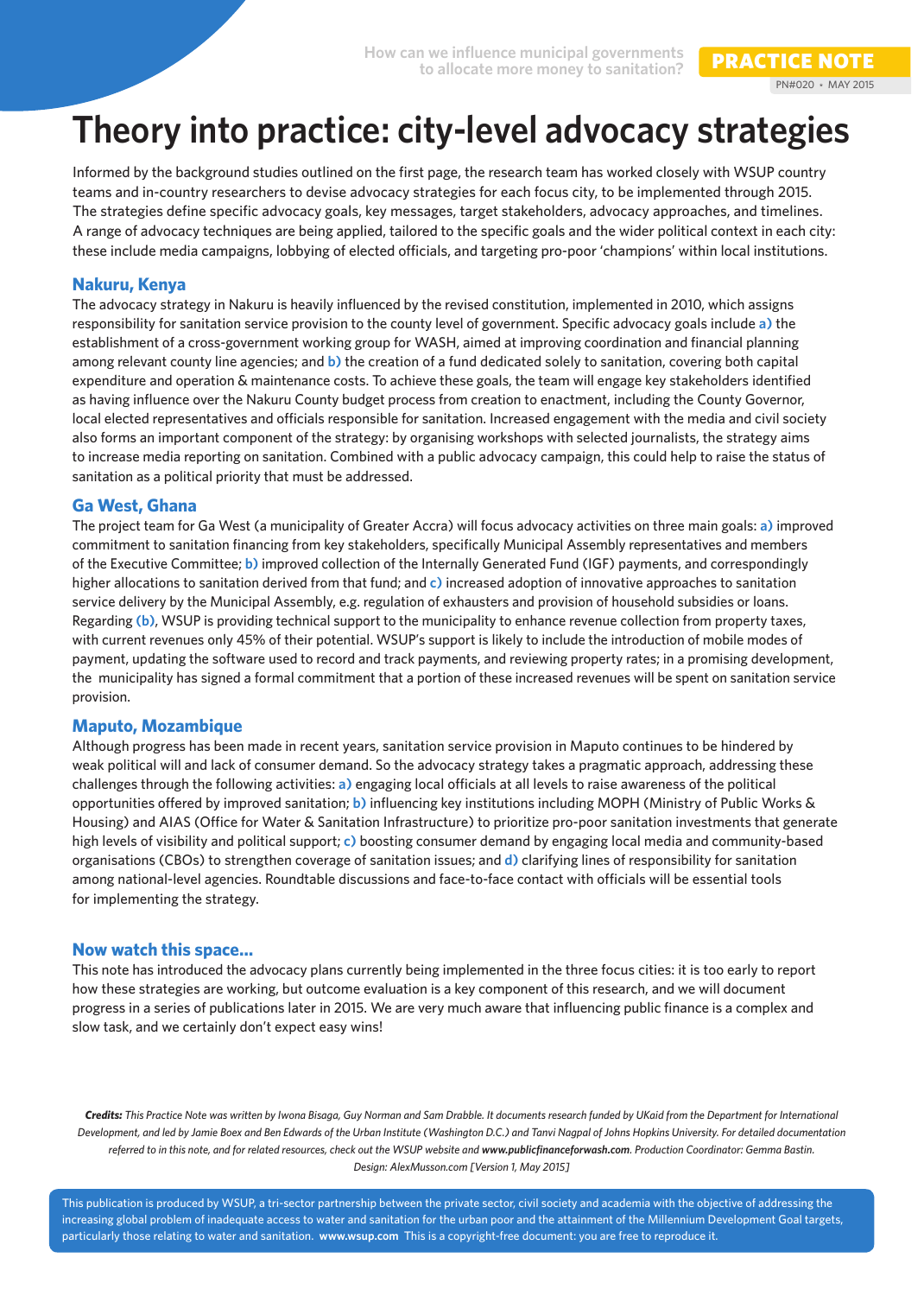# Theory into practice: city-level advocacy strategies

Informed by the background studies outlined on the first page, the research team has worked closely with WSUP country teams and in-country researchers to devise advocacy strategies for each focus city, to be implemented through 2015. The strategies define specific advocacy goals, key messages, target stakeholders, advocacy approaches, and timelines. A range of advocacy techniques are being applied, tailored to the specific goals and the wider political context in each city: these include media campaigns, lobbying of elected officials, and targeting pro-poor 'champions' within local institutions.

## Nakuru, Kenya

The advocacy strategy in Nakuru is heavily influenced by the revised constitution, implemented in 2010, which assigns responsibility for sanitation service provision to the county level of government. Specific advocacy goals include **a)** the establishment of a cross-government working group for WASH, aimed at improving coordination and financial planning among relevant county line agencies; and **b)** the creation of a fund dedicated solely to sanitation, covering both capital expenditure and operation & maintenance costs. To achieve these goals, the team will engage key stakeholders identified as having influence over the Nakuru County budget process from creation to enactment, including the County Governor, local elected representatives and officials responsible for sanitation. Increased engagement with the media and civil society also forms an important component of the strategy: by organising workshops with selected journalists, the strategy aims to increase media reporting on sanitation. Combined with a public advocacy campaign, this could help to raise the status of sanitation as a political priority that must be addressed.

## Ga West, Ghana

The project team for Ga West (a municipality of Greater Accra) will focus advocacy activities on three main goals: **a)** improved commitment to sanitation financing from key stakeholders, specifically Municipal Assembly representatives and members of the Executive Committee; **b)** improved collection of the Internally Generated Fund (IGF) payments, and correspondingly higher allocations to sanitation derived from that fund; and **c)** increased adoption of innovative approaches to sanitation service delivery by the Municipal Assembly, e.g. regulation of exhausters and provision of household subsidies or loans. Regarding **(b)**, WSUP is providing technical support to the municipality to enhance revenue collection from property taxes, with current revenues only 45% of their potential. WSUP's support is likely to include the introduction of mobile modes of payment, updating the software used to record and track payments, and reviewing property rates; in a promising development, the municipality has signed a formal commitment that a portion of these increased revenues will be spent on sanitation service provision.

## Maputo, Mozambique

Although progress has been made in recent years, sanitation service provision in Maputo continues to be hindered by weak political will and lack of consumer demand. So the advocacy strategy takes a pragmatic approach, addressing these challenges through the following activities: **a)** engaging local officials at all levels to raise awareness of the political opportunities offered by improved sanitation; **b)** influencing key institutions including MOPH (Ministry of Public Works & Housing) and AIAS (Office for Water & Sanitation Infrastructure) to prioritize pro-poor sanitation investments that generate high levels of visibility and political support; **c)** boosting consumer demand by engaging local media and community-based organisations (CBOs) to strengthen coverage of sanitation issues; and **d)** clarifying lines of responsibility for sanitation among national-level agencies. Roundtable discussions and face-to-face contact with officials will be essential tools for implementing the strategy.

## Now watch this space...

This note has introduced the advocacy plans currently being implemented in the three focus cities: it is too early to report how these strategies are working, but outcome evaluation is a key component of this research, and we will document progress in a series of publications later in 2015. We are very much aware that influencing public finance is a complex and slow task, and we certainly don't expect easy wins!

***Credits:*** *This Practice Note was written by Iwona Bisaga, Guy Norman and Sam Drabble. It documents research funded by UKaid from the Department for International Development, and led by Jamie Boex and Ben Edwards of the Urban Institute (Washington D.C.) and Tanvi Nagpal of Johns Hopkins University. For detailed documentation referred to in this note, and for related resources, check out the WSUP website and* ***www.publicfinanceforwash.com****. Production Coordinator: Gemma Bastin. Design: AlexMusson.com [Version 1, May 2015]*

This publication is produced by WSUP, a tri-sector partnership between the private sector, civil society and academia with the objective of addressing the increasing global problem of inadequate access to water and sanitation for the urban poor and the attainment of the Millennium Development Goal targets, particularly those relating to water and sanitation. **www.wsup.com** This is a copyright-free document: you are free to reproduce it.